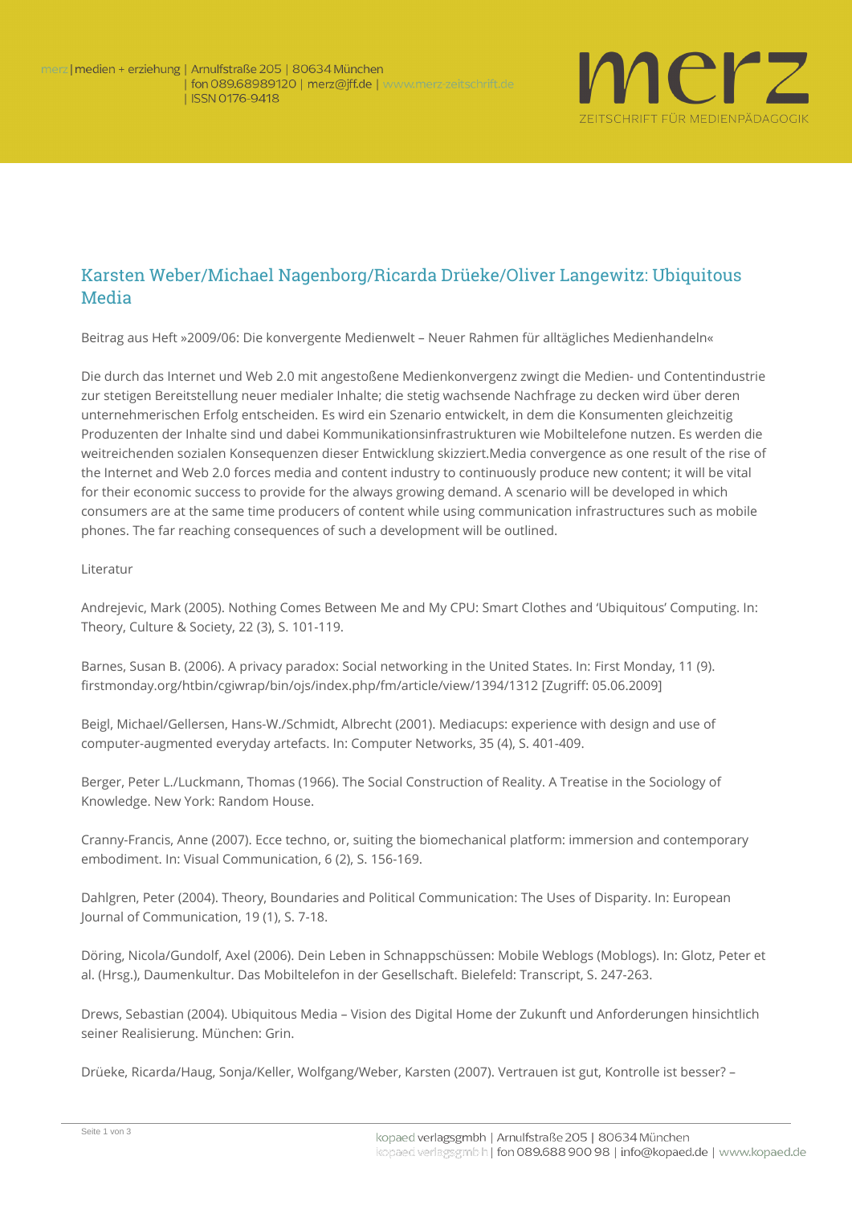# Karsten Weber/Michael Nagenborg/Ricarda Drüeke/Oliver Langewitz: Ubiquitous Media

Beitrag aus Heft »2009/06: Die konvergente Medienwelt – Neuer Rahmen für alltägliches Medienhandeln«

Die durch das Internet und Web 2.0 mit angestoßene Medienkonvergenz zwingt die Medien- und Contentindustrie zur stetigen Bereitstellung neuer medialer Inhalte; die stetig wachsende Nachfrage zu decken wird über deren unternehmerischen Erfolg entscheiden. Es wird ein Szenario entwickelt, in dem die Konsumenten gleichzeitig Produzenten der Inhalte sind und dabei Kommunikationsinfrastrukturen wie Mobiltelefone nutzen. Es werden die weitreichenden sozialen Konsequenzen dieser Entwicklung skizziert.Media convergence as one result of the rise of the Internet and Web 2.0 forces media and content industry to continuously produce new content; it will be vital for their economic success to provide for the always growing demand. A scenario will be developed in which consumers are at the same time producers of content while using communication infrastructures such as mobile phones. The far reaching consequences of such a development will be outlined.

Literatur

Andrejevic, Mark (2005). Nothing Comes Between Me and My CPU: Smart Clothes and 'Ubiquitous' Computing. In: Theory, Culture & Society, 22 (3), S. 101-119.

Barnes, Susan B. (2006). A privacy paradox: Social networking in the United States. In: First Monday, 11 (9). firstmonday.org/htbin/cgiwrap/bin/ojs/index.php/fm/article/view/1394/1312 [Zugriff: 05.06.2009]

Beigl, Michael/Gellersen, Hans-W./Schmidt, Albrecht (2001). Mediacups: experience with design and use of computer-augmented everyday artefacts. In: Computer Networks, 35 (4), S. 401-409.

Berger, Peter L./Luckmann, Thomas (1966). The Social Construction of Reality. A Treatise in the Sociology of Knowledge. New York: Random House.

Cranny-Francis, Anne (2007). Ecce techno, or, suiting the biomechanical platform: immersion and contemporary embodiment. In: Visual Communication, 6 (2), S. 156-169.

Dahlgren, Peter (2004). Theory, Boundaries and Political Communication: The Uses of Disparity. In: European Journal of Communication, 19 (1), S. 7-18.

Döring, Nicola/Gundolf, Axel (2006). Dein Leben in Schnappschüssen: Mobile Weblogs (Moblogs). In: Glotz, Peter et al. (Hrsg.), Daumenkultur. Das Mobiltelefon in der Gesellschaft. Bielefeld: Transcript, S. 247-263.

Drews, Sebastian (2004). Ubiquitous Media – Vision des Digital Home der Zukunft und Anforderungen hinsichtlich seiner Realisierung. München: Grin.

Drüeke, Ricarda/Haug, Sonja/Keller, Wolfgang/Weber, Karsten (2007). Vertrauen ist gut, Kontrolle ist besser? –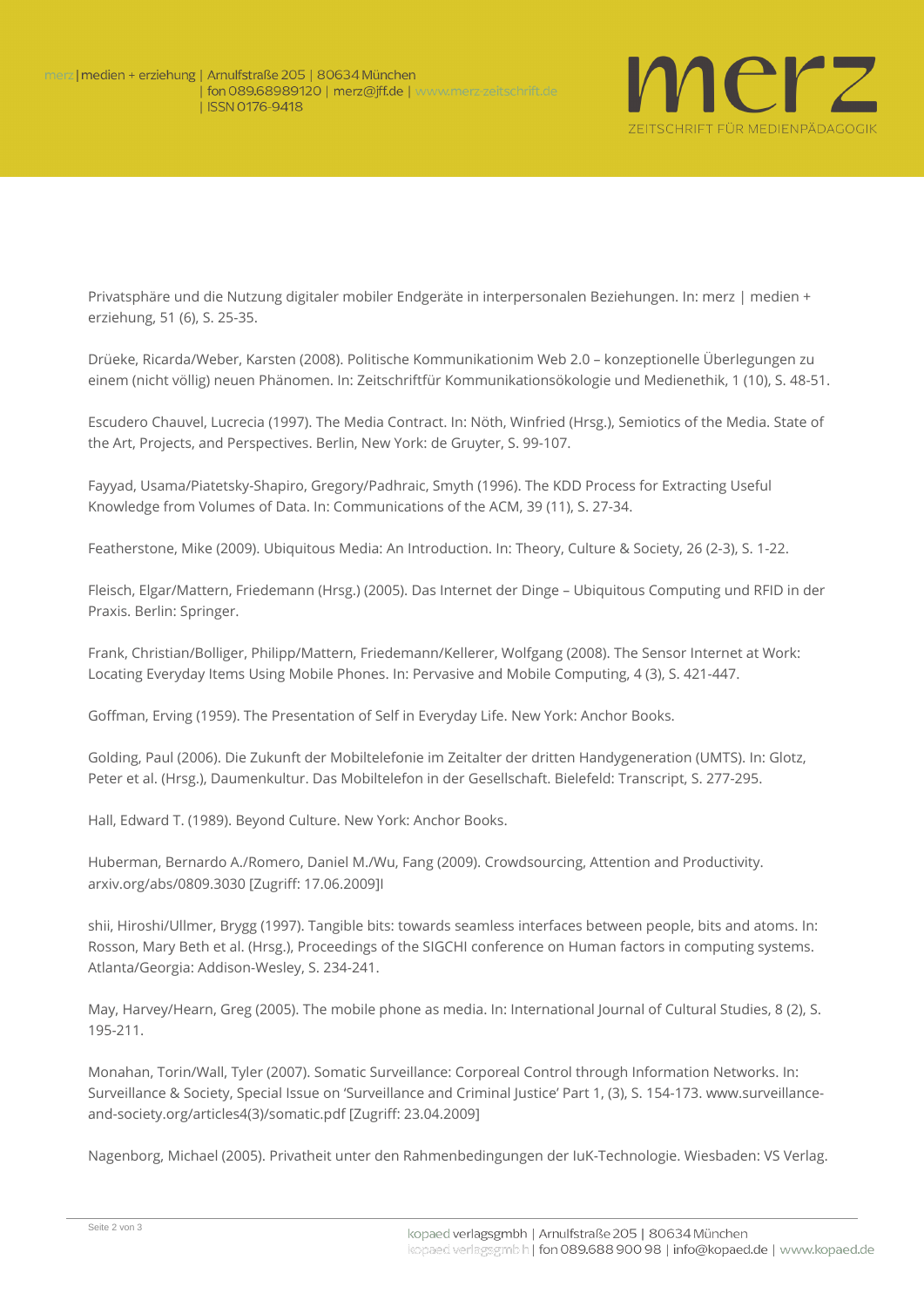Privatsphäre und die Nutzung digitaler mobiler Endgeräte in interpersonalen Beziehungen. In: merz | medien + erziehung, 51 (6), S. 25-35.

Drüeke, Ricarda/Weber, Karsten (2008). Politische Kommunikationim Web 2.0 – konzeptionelle Überlegungen zu einem (nicht völlig) neuen Phänomen. In: Zeitschriftfür Kommunikationsökologie und Medienethik, 1 (10), S. 48-51.

Escudero Chauvel, Lucrecia (1997). The Media Contract. In: Nöth, Winfried (Hrsg.), Semiotics of the Media. State of the Art, Projects, and Perspectives. Berlin, New York: de Gruyter, S. 99-107.

Fayyad, Usama/Piatetsky-Shapiro, Gregory/Padhraic, Smyth (1996). The KDD Process for Extracting Useful Knowledge from Volumes of Data. In: Communications of the ACM, 39 (11), S. 27-34.

Featherstone, Mike (2009). Ubiquitous Media: An Introduction. In: Theory, Culture & Society, 26 (2-3), S. 1-22.

Fleisch, Elgar/Mattern, Friedemann (Hrsg.) (2005). Das Internet der Dinge – Ubiquitous Computing und RFID in der Praxis. Berlin: Springer.

Frank, Christian/Bolliger, Philipp/Mattern, Friedemann/Kellerer, Wolfgang (2008). The Sensor Internet at Work: Locating Everyday Items Using Mobile Phones. In: Pervasive and Mobile Computing, 4 (3), S. 421-447.

Goffman, Erving (1959). The Presentation of Self in Everyday Life. New York: Anchor Books.

Golding, Paul (2006). Die Zukunft der Mobiltelefonie im Zeitalter der dritten Handygeneration (UMTS). In: Glotz, Peter et al. (Hrsg.), Daumenkultur. Das Mobiltelefon in der Gesellschaft. Bielefeld: Transcript, S. 277-295.

Hall, Edward T. (1989). Beyond Culture. New York: Anchor Books.

Huberman, Bernardo A./Romero, Daniel M./Wu, Fang (2009). Crowdsourcing, Attention and Productivity. arxiv.org/abs/0809.3030 [Zugriff: 17.06.2009]I

shii, Hiroshi/Ullmer, Brygg (1997). Tangible bits: towards seamless interfaces between people, bits and atoms. In: Rosson, Mary Beth et al. (Hrsg.), Proceedings of the SIGCHI conference on Human factors in computing systems. Atlanta/Georgia: Addison-Wesley, S. 234-241.

May, Harvey/Hearn, Greg (2005). The mobile phone as media. In: International Journal of Cultural Studies, 8 (2), S. 195-211.

Monahan, Torin/Wall, Tyler (2007). Somatic Surveillance: Corporeal Control through Information Networks. In: Surveillance & Society, Special Issue on 'Surveillance and Criminal Justice' Part 1, (3), S. 154-173. www.surveillance-and-society.org/articles4(3)/somatic.pdf [Zugriff: 23.04.2009]

Nagenborg, Michael (2005). Privatheit unter den Rahmenbedingungen der IuK-Technologie. Wiesbaden: VS Verlag.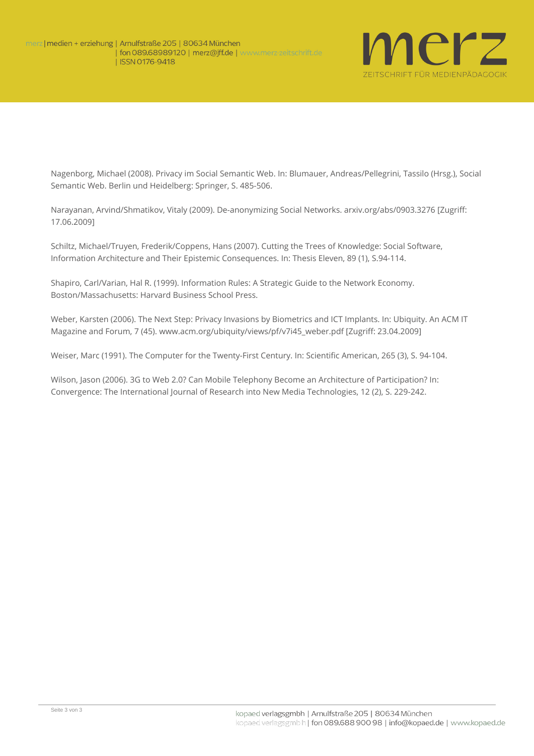Nagenborg, Michael (2008). Privacy im Social Semantic Web. In: Blumauer, Andreas/Pellegrini, Tassilo (Hrsg.), Social Semantic Web. Berlin und Heidelberg: Springer, S. 485-506.

Narayanan, Arvind/Shmatikov, Vitaly (2009). De-anonymizing Social Networks. arxiv.org/abs/0903.3276 [Zugriff: 17.06.2009]

Schiltz, Michael/Truyen, Frederik/Coppens, Hans (2007). Cutting the Trees of Knowledge: Social Software, Information Architecture and Their Epistemic Consequences. In: Thesis Eleven, 89 (1), S.94-114.

Shapiro, Carl/Varian, Hal R. (1999). Information Rules: A Strategic Guide to the Network Economy. Boston/Massachusetts: Harvard Business School Press.

Weber, Karsten (2006). The Next Step: Privacy Invasions by Biometrics and ICT Implants. In: Ubiquity. An ACM IT Magazine and Forum, 7 (45). www.acm.org/ubiquity/views/pf/v7i45_weber.pdf [Zugriff: 23.04.2009]

Weiser, Marc (1991). The Computer for the Twenty-First Century. In: Scientific American, 265 (3), S. 94-104.

Wilson, Jason (2006). 3G to Web 2.0? Can Mobile Telephony Become an Architecture of Participation? In: Convergence: The International Journal of Research into New Media Technologies, 12 (2), S. 229-242.